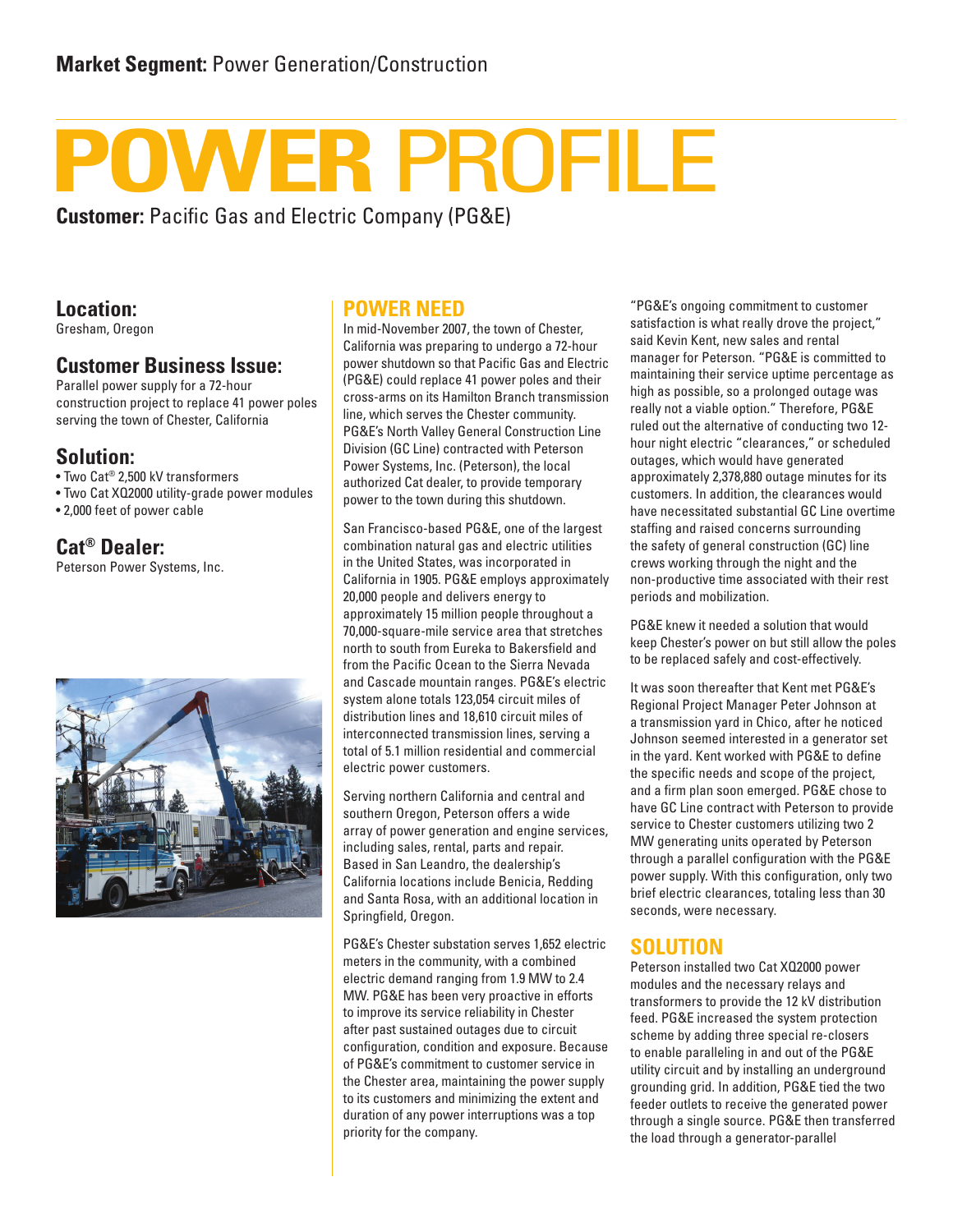**Market Segment:** Power Generation/Construction

# POWER PROFILE

**Customer:** Pacific Gas and Electric Company (PG&E)

## Location:

Gresham, Oregon

## Customer Business Issue:

Parallel power supply for a 72-hour construction project to replace 41 power poles serving the town of Chester, California

## Solution:

- Two Cat® 2,500 kV transformers
- Two Cat XQ2000 utility-grade power modules
- 2,000 feet of power cable

## Cat® Dealer:

Peterson Power Systems, Inc.

## POWER NEED

In mid-November 2007, the town of Chester, California was preparing to undergo a 72-hour power shutdown so that Pacific Gas and Electric (PG&E) could replace 41 power poles and their cross-arms on its Hamilton Branch transmission line, which serves the Chester community. PG&E's North Valley General Construction Line Division (GC Line) contracted with Peterson Power Systems, Inc. (Peterson), the local authorized Cat dealer, to provide temporary power to the town during this shutdown.

San Francisco-based PG&E, one of the largest combination natural gas and electric utilities in the United States, was incorporated in California in 1905. PG&E employs approximately 20,000 people and delivers energy to approximately 15 million people throughout a 70,000-square-mile service area that stretches north to south from Eureka to Bakersfield and from the Pacific Ocean to the Sierra Nevada and Cascade mountain ranges. PG&E's electric system alone totals 123,054 circuit miles of distribution lines and 18,610 circuit miles of interconnected transmission lines, serving a total of 5.1 million residential and commercial electric power customers.

Serving northern California and central and southern Oregon, Peterson offers a wide array of power generation and engine services, including sales, rental, parts and repair. Based in San Leandro, the dealership's California locations include Benicia, Redding and Santa Rosa, with an additional location in Springfield, Oregon.

PG&E's Chester substation serves 1,652 electric meters in the community, with a combined electric demand ranging from 1.9 MW to 2.4 MW. PG&E has been very proactive in efforts to improve its service reliability in Chester after past sustained outages due to circuit configuration, condition and exposure. Because of PG&E's commitment to customer service in the Chester area, maintaining the power supply to its customers and minimizing the extent and duration of any power interruptions was a top priority for the company.

"PG&E's ongoing commitment to customer satisfaction is what really drove the project," said Kevin Kent, new sales and rental manager for Peterson. "PG&E is committed to maintaining their service uptime percentage as high as possible, so a prolonged outage was really not a viable option." Therefore, PG&E ruled out the alternative of conducting two 12-hour night electric "clearances," or scheduled outages, which would have generated approximately 2,378,880 outage minutes for its customers. In addition, the clearances would have necessitated substantial GC Line overtime staffing and raised concerns surrounding the safety of general construction (GC) line crews working through the night and the non-productive time associated with their rest periods and mobilization.

PG&E knew it needed a solution that would keep Chester's power on but still allow the poles to be replaced safely and cost-effectively.

It was soon thereafter that Kent met PG&E's Regional Project Manager Peter Johnson at a transmission yard in Chico, after he noticed Johnson seemed interested in a generator set in the yard. Kent worked with PG&E to define the specific needs and scope of the project, and a firm plan soon emerged. PG&E chose to have GC Line contract with Peterson to provide service to Chester customers utilizing two 2 MW generating units operated by Peterson through a parallel configuration with the PG&E power supply. With this configuration, only two brief electric clearances, totaling less than 30 seconds, were necessary.

## SOLUTION

Peterson installed two Cat XQ2000 power modules and the necessary relays and transformers to provide the 12 kV distribution feed. PG&E increased the system protection scheme by adding three special re-closers to enable paralleling in and out of the PG&E utility circuit and by installing an underground grounding grid. In addition, PG&E tied the two feeder outlets to receive the generated power through a single source. PG&E then transferred the load through a generator-parallel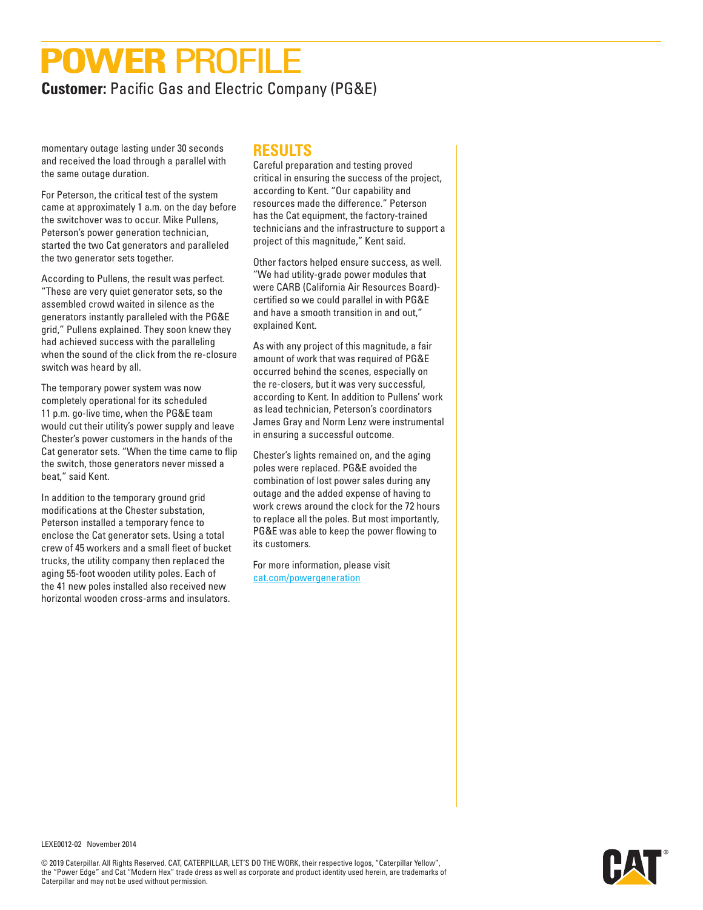# POWER PROFILE

**Customer:** Pacific Gas and Electric Company (PG&E)

momentary outage lasting under 30 seconds and received the load through a parallel with the same outage duration.

For Peterson, the critical test of the system came at approximately 1 a.m. on the day before the switchover was to occur. Mike Pullens, Peterson's power generation technician, started the two Cat generators and paralleled the two generator sets together.

According to Pullens, the result was perfect. "These are very quiet generator sets, so the assembled crowd waited in silence as the generators instantly paralleled with the PG&E grid," Pullens explained. They soon knew they had achieved success with the paralleling when the sound of the click from the re-closure switch was heard by all.

The temporary power system was now completely operational for its scheduled 11 p.m. go-live time, when the PG&E team would cut their utility's power supply and leave Chester's power customers in the hands of the Cat generator sets. "When the time came to flip the switch, those generators never missed a beat," said Kent.

In addition to the temporary ground grid modifications at the Chester substation, Peterson installed a temporary fence to enclose the Cat generator sets. Using a total crew of 45 workers and a small fleet of bucket trucks, the utility company then replaced the aging 55-foot wooden utility poles. Each of the 41 new poles installed also received new horizontal wooden cross-arms and insulators.

## RESULTS

Careful preparation and testing proved critical in ensuring the success of the project, according to Kent. "Our capability and resources made the difference." Peterson has the Cat equipment, the factory-trained technicians and the infrastructure to support a project of this magnitude," Kent said.

Other factors helped ensure success, as well. "We had utility-grade power modules that were CARB (California Air Resources Board)-certified so we could parallel in with PG&E and have a smooth transition in and out," explained Kent.

As with any project of this magnitude, a fair amount of work that was required of PG&E occurred behind the scenes, especially on the re-closers, but it was very successful, according to Kent. In addition to Pullens' work as lead technician, Peterson's coordinators James Gray and Norm Lenz were instrumental in ensuring a successful outcome.

Chester's lights remained on, and the aging poles were replaced. PG&E avoided the combination of lost power sales during any outage and the added expense of having to work crews around the clock for the 72 hours to replace all the poles. But most importantly, PG&E was able to keep the power flowing to its customers.

For more information, please visit cat.com/powergeneration

LEXE0012-02 November 2014

© 2019 Caterpillar. All Rights Reserved. CAT, CATERPILLAR, LET'S DO THE WORK, their respective logos, "Caterpillar Yellow", the "Power Edge" and Cat "Modern Hex" trade dress as well as corporate and product identity used herein, are trademarks of Caterpillar and may not be used without permission.